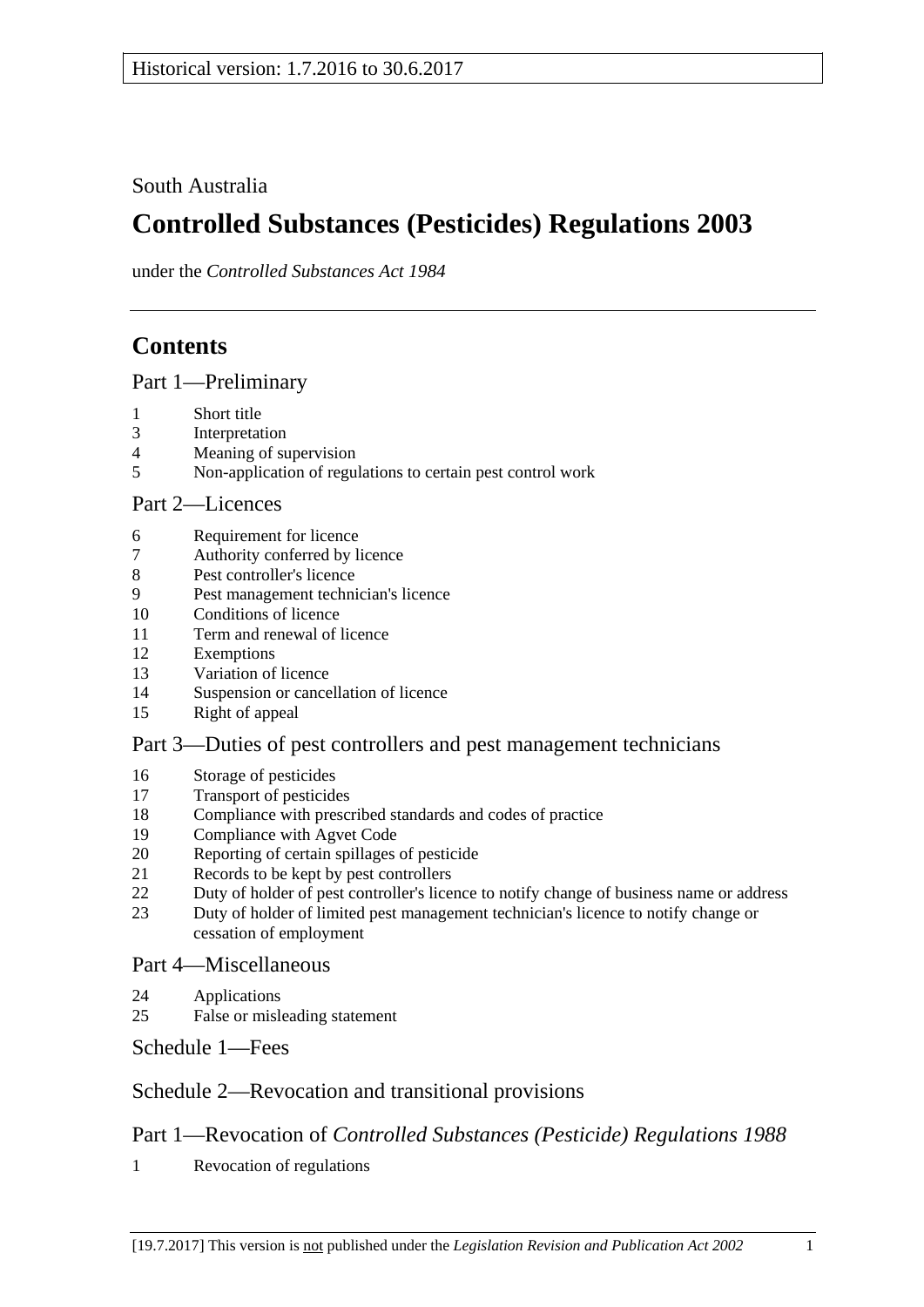Historical version: 1.7.2016 to 30.6.2017

South Australia

# Controlled Substances (Pesticides) Regulations 2003

under the *Controlled Substances Act 1984*

## Contents

Part 1—Preliminary

1 Short title
3 Interpretation
4 Meaning of supervision
5 Non-application of regulations to certain pest control work

Part 2—Licences

6 Requirement for licence
7 Authority conferred by licence
8 Pest controller's licence
9 Pest management technician's licence
10 Conditions of licence
11 Term and renewal of licence
12 Exemptions
13 Variation of licence
14 Suspension or cancellation of licence
15 Right of appeal

Part 3—Duties of pest controllers and pest management technicians

16 Storage of pesticides
17 Transport of pesticides
18 Compliance with prescribed standards and codes of practice
19 Compliance with Agvet Code
20 Reporting of certain spillages of pesticide
21 Records to be kept by pest controllers
22 Duty of holder of pest controller's licence to notify change of business name or address
23 Duty of holder of limited pest management technician's licence to notify change or cessation of employment

Part 4—Miscellaneous

24 Applications
25 False or misleading statement

Schedule 1—Fees

Schedule 2—Revocation and transitional provisions

Part 1—Revocation of *Controlled Substances (Pesticide) Regulations 1988*

1 Revocation of regulations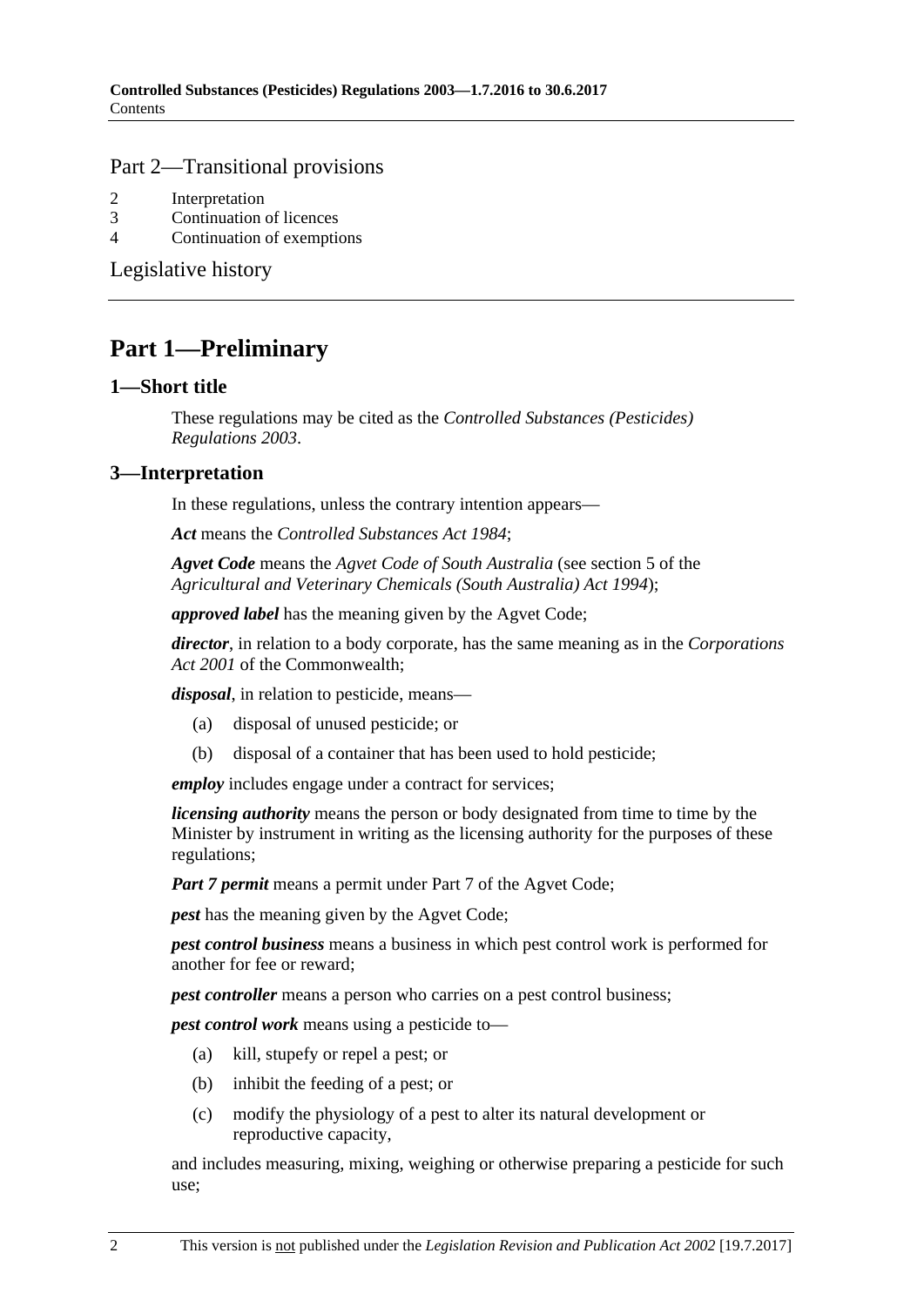## Part 2—Transitional provisions

2 Interpretation
3 Continuation of licences
4 Continuation of exemptions

Legislative history

# Part 1—Preliminary

## 1—Short title

These regulations may be cited as the *Controlled Substances (Pesticides) Regulations 2003*.

## 3—Interpretation

In these regulations, unless the contrary intention appears—

***Act*** means the *Controlled Substances Act 1984*;

***Agvet Code*** means the *Agvet Code of South Australia* (see section 5 of the *Agricultural and Veterinary Chemicals (South Australia) Act 1994*);

***approved label*** has the meaning given by the Agvet Code;

***director***, in relation to a body corporate, has the same meaning as in the *Corporations Act 2001* of the Commonwealth;

***disposal***, in relation to pesticide, means—

(a) disposal of unused pesticide; or

(b) disposal of a container that has been used to hold pesticide;

***employ*** includes engage under a contract for services;

***licensing authority*** means the person or body designated from time to time by the Minister by instrument in writing as the licensing authority for the purposes of these regulations;

***Part 7 permit*** means a permit under Part 7 of the Agvet Code;

***pest*** has the meaning given by the Agvet Code;

***pest control business*** means a business in which pest control work is performed for another for fee or reward;

***pest controller*** means a person who carries on a pest control business;

***pest control work*** means using a pesticide to—

(a) kill, stupefy or repel a pest; or

(b) inhibit the feeding of a pest; or

(c) modify the physiology of a pest to alter its natural development or reproductive capacity,

and includes measuring, mixing, weighing or otherwise preparing a pesticide for such use;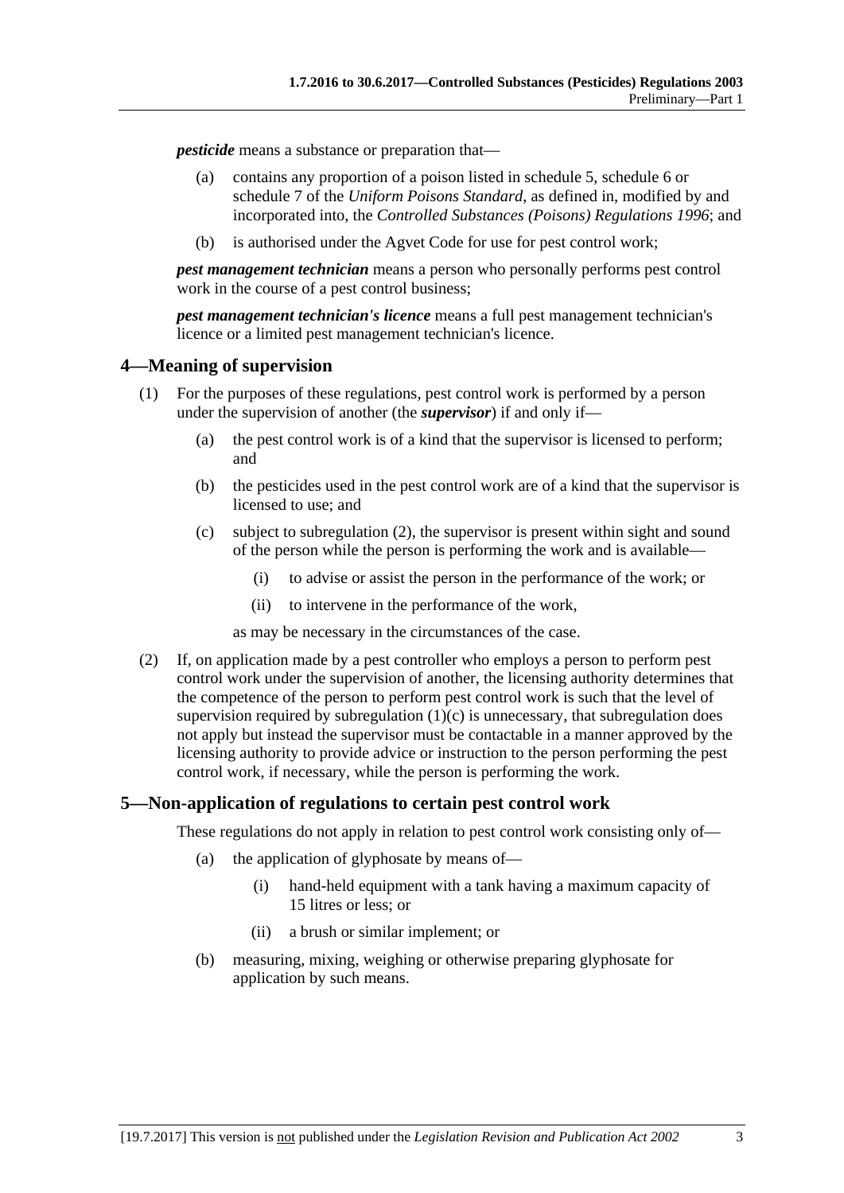***pesticide*** means a substance or preparation that—

(a) contains any proportion of a poison listed in schedule 5, schedule 6 or schedule 7 of the *Uniform Poisons Standard*, as defined in, modified by and incorporated into, the *Controlled Substances (Poisons) Regulations 1996*; and

(b) is authorised under the Agvet Code for use for pest control work;

***pest management technician*** means a person who personally performs pest control work in the course of a pest control business;

***pest management technician's licence*** means a full pest management technician's licence or a limited pest management technician's licence.

## 4—Meaning of supervision

(1) For the purposes of these regulations, pest control work is performed by a person under the supervision of another (the ***supervisor***) if and only if—

(a) the pest control work is of a kind that the supervisor is licensed to perform; and

(b) the pesticides used in the pest control work are of a kind that the supervisor is licensed to use; and

(c) subject to subregulation (2), the supervisor is present within sight and sound of the person while the person is performing the work and is available—

(i) to advise or assist the person in the performance of the work; or

(ii) to intervene in the performance of the work,

as may be necessary in the circumstances of the case.

(2) If, on application made by a pest controller who employs a person to perform pest control work under the supervision of another, the licensing authority determines that the competence of the person to perform pest control work is such that the level of supervision required by subregulation (1)(c) is unnecessary, that subregulation does not apply but instead the supervisor must be contactable in a manner approved by the licensing authority to provide advice or instruction to the person performing the pest control work, if necessary, while the person is performing the work.

## 5—Non-application of regulations to certain pest control work

These regulations do not apply in relation to pest control work consisting only of—

(a) the application of glyphosate by means of—

(i) hand-held equipment with a tank having a maximum capacity of 15 litres or less; or

(ii) a brush or similar implement; or

(b) measuring, mixing, weighing or otherwise preparing glyphosate for application by such means.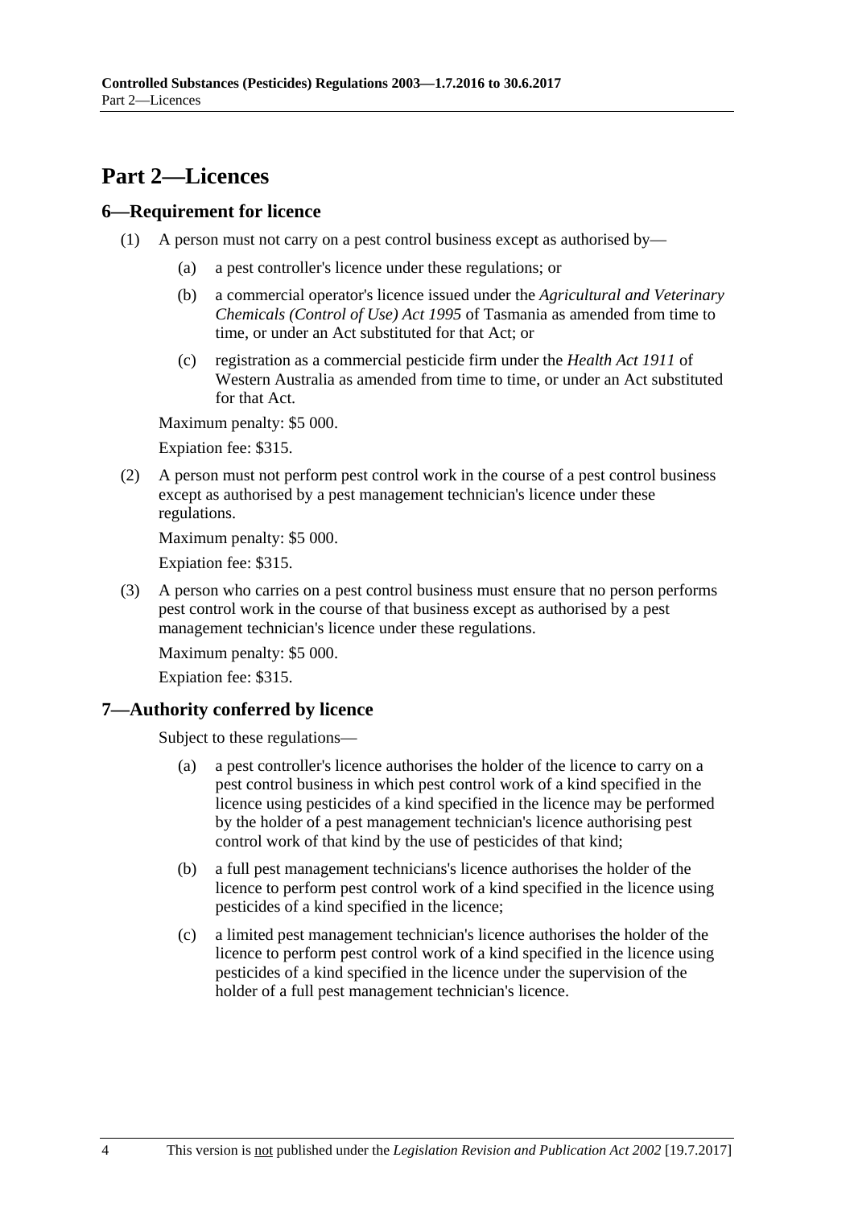# Part 2—Licences

## 6—Requirement for licence

(1) A person must not carry on a pest control business except as authorised by—

(a) a pest controller's licence under these regulations; or

(b) a commercial operator's licence issued under the *Agricultural and Veterinary Chemicals (Control of Use) Act 1995* of Tasmania as amended from time to time, or under an Act substituted for that Act; or

(c) registration as a commercial pesticide firm under the *Health Act 1911* of Western Australia as amended from time to time, or under an Act substituted for that Act.

Maximum penalty: $5 000.

Expiation fee: $315.

(2) A person must not perform pest control work in the course of a pest control business except as authorised by a pest management technician's licence under these regulations.

Maximum penalty: $5 000.

Expiation fee: $315.

(3) A person who carries on a pest control business must ensure that no person performs pest control work in the course of that business except as authorised by a pest management technician's licence under these regulations.

Maximum penalty: $5 000.

Expiation fee: $315.

## 7—Authority conferred by licence

Subject to these regulations—

(a) a pest controller's licence authorises the holder of the licence to carry on a pest control business in which pest control work of a kind specified in the licence using pesticides of a kind specified in the licence may be performed by the holder of a pest management technician's licence authorising pest control work of that kind by the use of pesticides of that kind;

(b) a full pest management technicians's licence authorises the holder of the licence to perform pest control work of a kind specified in the licence using pesticides of a kind specified in the licence;

(c) a limited pest management technician's licence authorises the holder of the licence to perform pest control work of a kind specified in the licence using pesticides of a kind specified in the licence under the supervision of the holder of a full pest management technician's licence.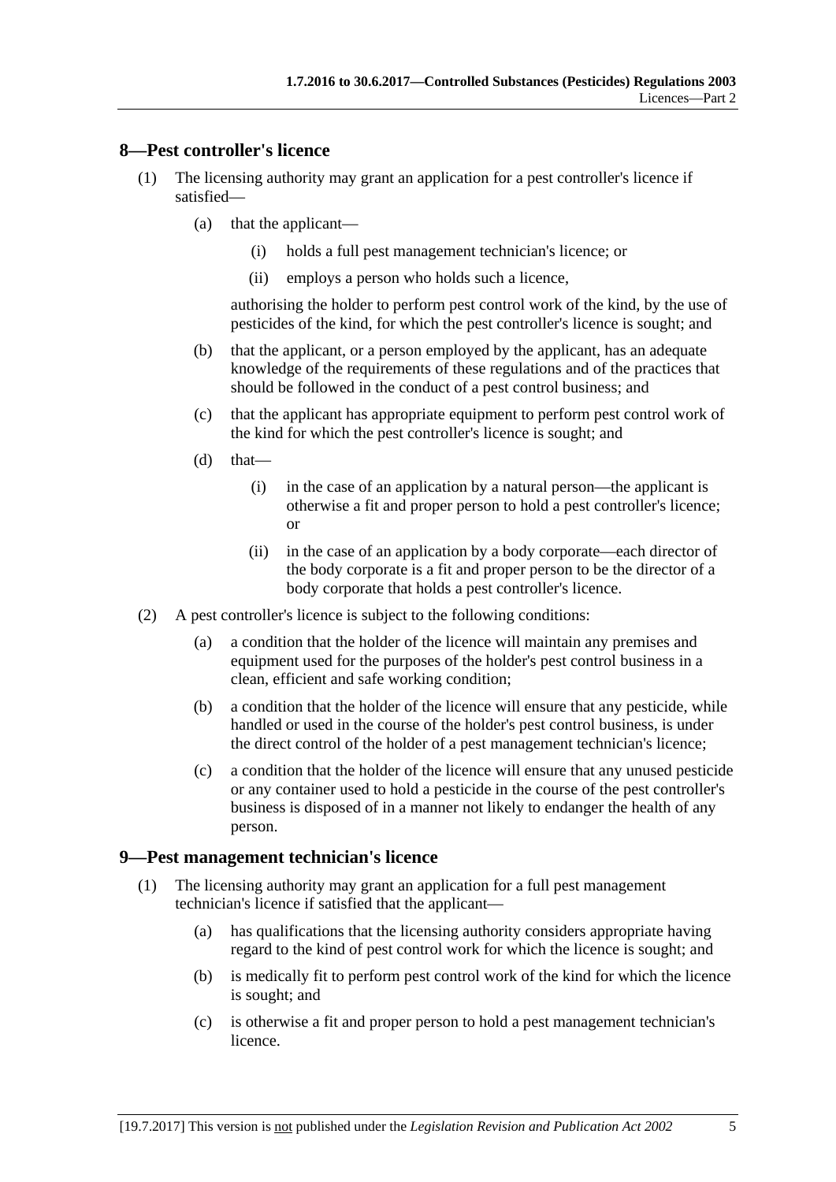## 8—Pest controller's licence

(1) The licensing authority may grant an application for a pest controller's licence if satisfied—

(a) that the applicant—

(i) holds a full pest management technician's licence; or

(ii) employs a person who holds such a licence,

authorising the holder to perform pest control work of the kind, by the use of pesticides of the kind, for which the pest controller's licence is sought; and

(b) that the applicant, or a person employed by the applicant, has an adequate knowledge of the requirements of these regulations and of the practices that should be followed in the conduct of a pest control business; and

(c) that the applicant has appropriate equipment to perform pest control work of the kind for which the pest controller's licence is sought; and

(d) that—

(i) in the case of an application by a natural person—the applicant is otherwise a fit and proper person to hold a pest controller's licence; or

(ii) in the case of an application by a body corporate—each director of the body corporate is a fit and proper person to be the director of a body corporate that holds a pest controller's licence.

(2) A pest controller's licence is subject to the following conditions:

(a) a condition that the holder of the licence will maintain any premises and equipment used for the purposes of the holder's pest control business in a clean, efficient and safe working condition;

(b) a condition that the holder of the licence will ensure that any pesticide, while handled or used in the course of the holder's pest control business, is under the direct control of the holder of a pest management technician's licence;

(c) a condition that the holder of the licence will ensure that any unused pesticide or any container used to hold a pesticide in the course of the pest controller's business is disposed of in a manner not likely to endanger the health of any person.

## 9—Pest management technician's licence

(1) The licensing authority may grant an application for a full pest management technician's licence if satisfied that the applicant—

(a) has qualifications that the licensing authority considers appropriate having regard to the kind of pest control work for which the licence is sought; and

(b) is medically fit to perform pest control work of the kind for which the licence is sought; and

(c) is otherwise a fit and proper person to hold a pest management technician's licence.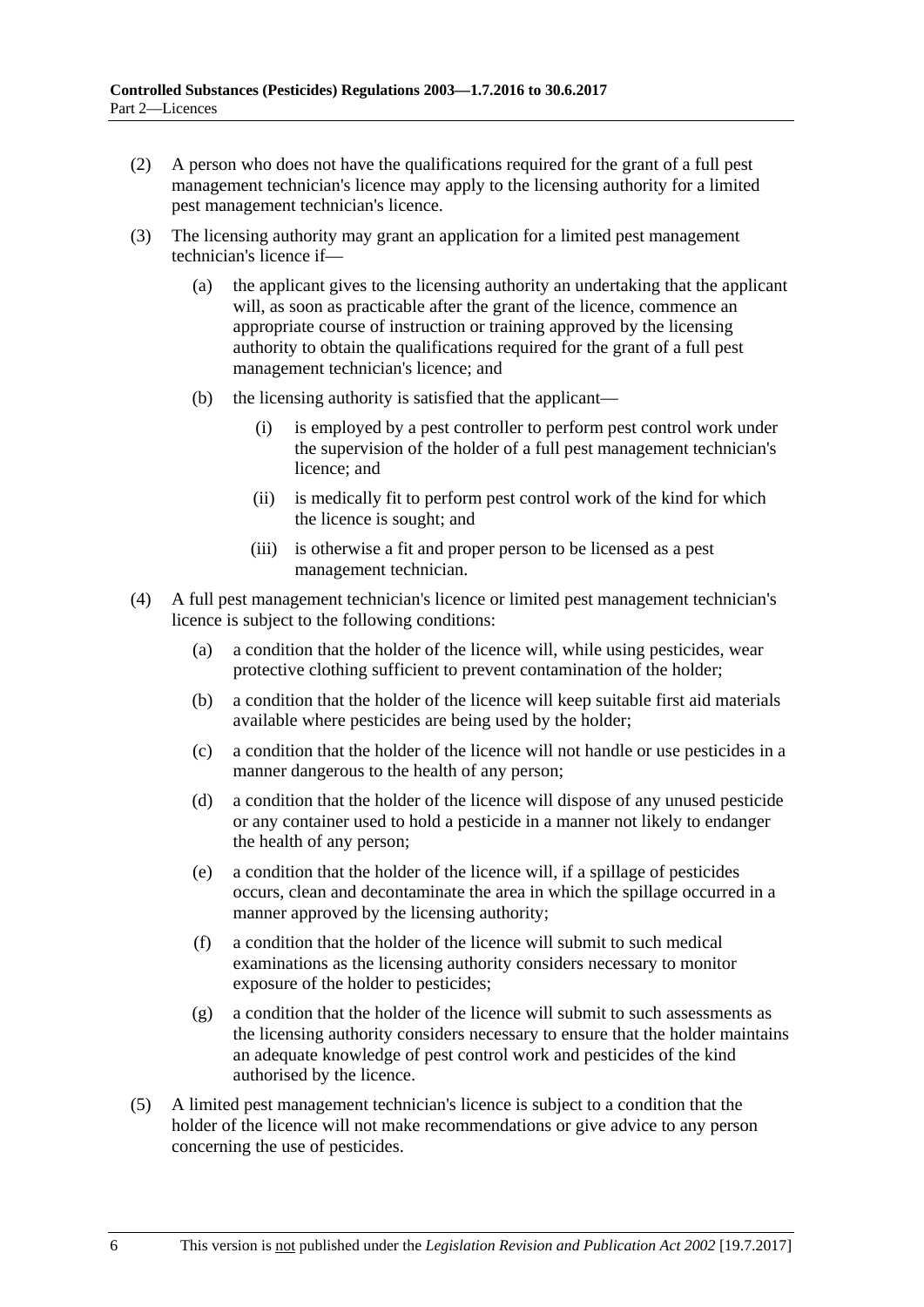(2) A person who does not have the qualifications required for the grant of a full pest management technician's licence may apply to the licensing authority for a limited pest management technician's licence.

(3) The licensing authority may grant an application for a limited pest management technician's licence if—

(a) the applicant gives to the licensing authority an undertaking that the applicant will, as soon as practicable after the grant of the licence, commence an appropriate course of instruction or training approved by the licensing authority to obtain the qualifications required for the grant of a full pest management technician's licence; and

(b) the licensing authority is satisfied that the applicant—

(i) is employed by a pest controller to perform pest control work under the supervision of the holder of a full pest management technician's licence; and

(ii) is medically fit to perform pest control work of the kind for which the licence is sought; and

(iii) is otherwise a fit and proper person to be licensed as a pest management technician.

(4) A full pest management technician's licence or limited pest management technician's licence is subject to the following conditions:

(a) a condition that the holder of the licence will, while using pesticides, wear protective clothing sufficient to prevent contamination of the holder;

(b) a condition that the holder of the licence will keep suitable first aid materials available where pesticides are being used by the holder;

(c) a condition that the holder of the licence will not handle or use pesticides in a manner dangerous to the health of any person;

(d) a condition that the holder of the licence will dispose of any unused pesticide or any container used to hold a pesticide in a manner not likely to endanger the health of any person;

(e) a condition that the holder of the licence will, if a spillage of pesticides occurs, clean and decontaminate the area in which the spillage occurred in a manner approved by the licensing authority;

(f) a condition that the holder of the licence will submit to such medical examinations as the licensing authority considers necessary to monitor exposure of the holder to pesticides;

(g) a condition that the holder of the licence will submit to such assessments as the licensing authority considers necessary to ensure that the holder maintains an adequate knowledge of pest control work and pesticides of the kind authorised by the licence.

(5) A limited pest management technician's licence is subject to a condition that the holder of the licence will not make recommendations or give advice to any person concerning the use of pesticides.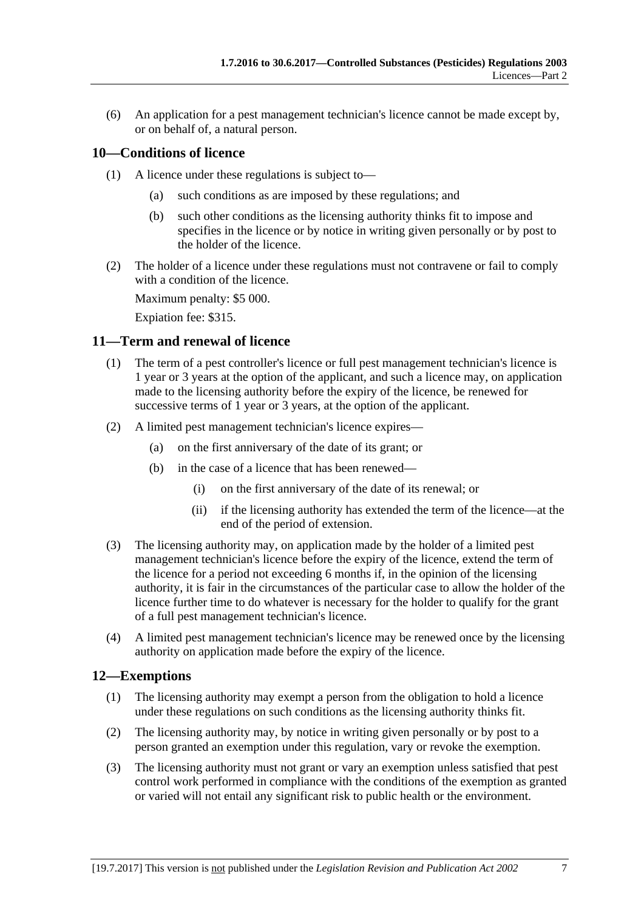(6) An application for a pest management technician's licence cannot be made except by, or on behalf of, a natural person.

## 10—Conditions of licence

(1) A licence under these regulations is subject to—

  (a) such conditions as are imposed by these regulations; and

  (b) such other conditions as the licensing authority thinks fit to impose and specifies in the licence or by notice in writing given personally or by post to the holder of the licence.

(2) The holder of a licence under these regulations must not contravene or fail to comply with a condition of the licence.

Maximum penalty: $5 000.

Expiation fee: $315.

## 11—Term and renewal of licence

(1) The term of a pest controller's licence or full pest management technician's licence is 1 year or 3 years at the option of the applicant, and such a licence may, on application made to the licensing authority before the expiry of the licence, be renewed for successive terms of 1 year or 3 years, at the option of the applicant.

(2) A limited pest management technician's licence expires—

  (a) on the first anniversary of the date of its grant; or

  (b) in the case of a licence that has been renewed—

    (i) on the first anniversary of the date of its renewal; or

    (ii) if the licensing authority has extended the term of the licence—at the end of the period of extension.

(3) The licensing authority may, on application made by the holder of a limited pest management technician's licence before the expiry of the licence, extend the term of the licence for a period not exceeding 6 months if, in the opinion of the licensing authority, it is fair in the circumstances of the particular case to allow the holder of the licence further time to do whatever is necessary for the holder to qualify for the grant of a full pest management technician's licence.

(4) A limited pest management technician's licence may be renewed once by the licensing authority on application made before the expiry of the licence.

## 12—Exemptions

(1) The licensing authority may exempt a person from the obligation to hold a licence under these regulations on such conditions as the licensing authority thinks fit.

(2) The licensing authority may, by notice in writing given personally or by post to a person granted an exemption under this regulation, vary or revoke the exemption.

(3) The licensing authority must not grant or vary an exemption unless satisfied that pest control work performed in compliance with the conditions of the exemption as granted or varied will not entail any significant risk to public health or the environment.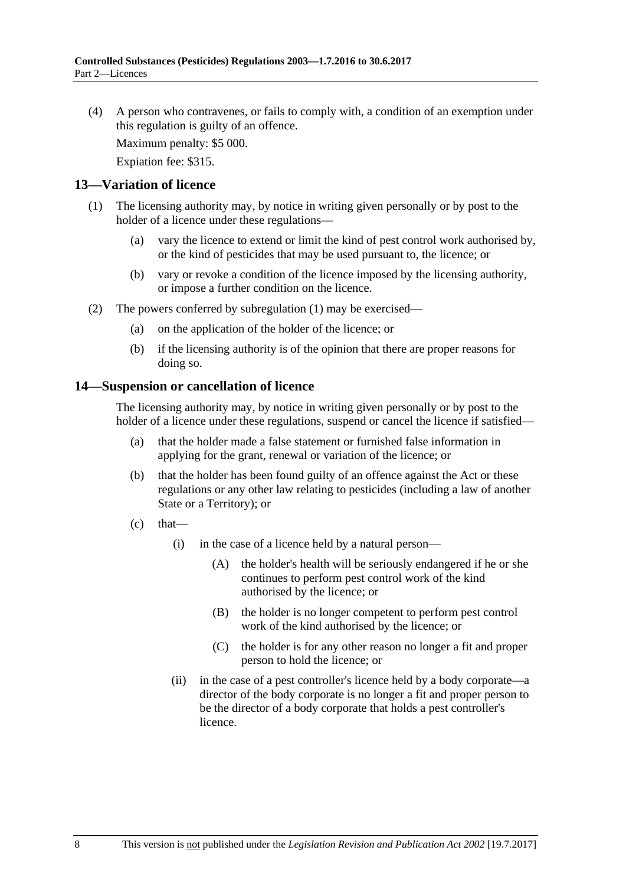(4) A person who contravenes, or fails to comply with, a condition of an exemption under this regulation is guilty of an offence.

Maximum penalty: $5 000.

Expiation fee: $315.

## 13—Variation of licence

(1) The licensing authority may, by notice in writing given personally or by post to the holder of a licence under these regulations—

(a) vary the licence to extend or limit the kind of pest control work authorised by, or the kind of pesticides that may be used pursuant to, the licence; or

(b) vary or revoke a condition of the licence imposed by the licensing authority, or impose a further condition on the licence.

(2) The powers conferred by subregulation (1) may be exercised—

(a) on the application of the holder of the licence; or

(b) if the licensing authority is of the opinion that there are proper reasons for doing so.

## 14—Suspension or cancellation of licence

The licensing authority may, by notice in writing given personally or by post to the holder of a licence under these regulations, suspend or cancel the licence if satisfied—

(a) that the holder made a false statement or furnished false information in applying for the grant, renewal or variation of the licence; or

(b) that the holder has been found guilty of an offence against the Act or these regulations or any other law relating to pesticides (including a law of another State or a Territory); or

(c) that—

(i) in the case of a licence held by a natural person—

(A) the holder's health will be seriously endangered if he or she continues to perform pest control work of the kind authorised by the licence; or

(B) the holder is no longer competent to perform pest control work of the kind authorised by the licence; or

(C) the holder is for any other reason no longer a fit and proper person to hold the licence; or

(ii) in the case of a pest controller's licence held by a body corporate—a director of the body corporate is no longer a fit and proper person to be the director of a body corporate that holds a pest controller's licence.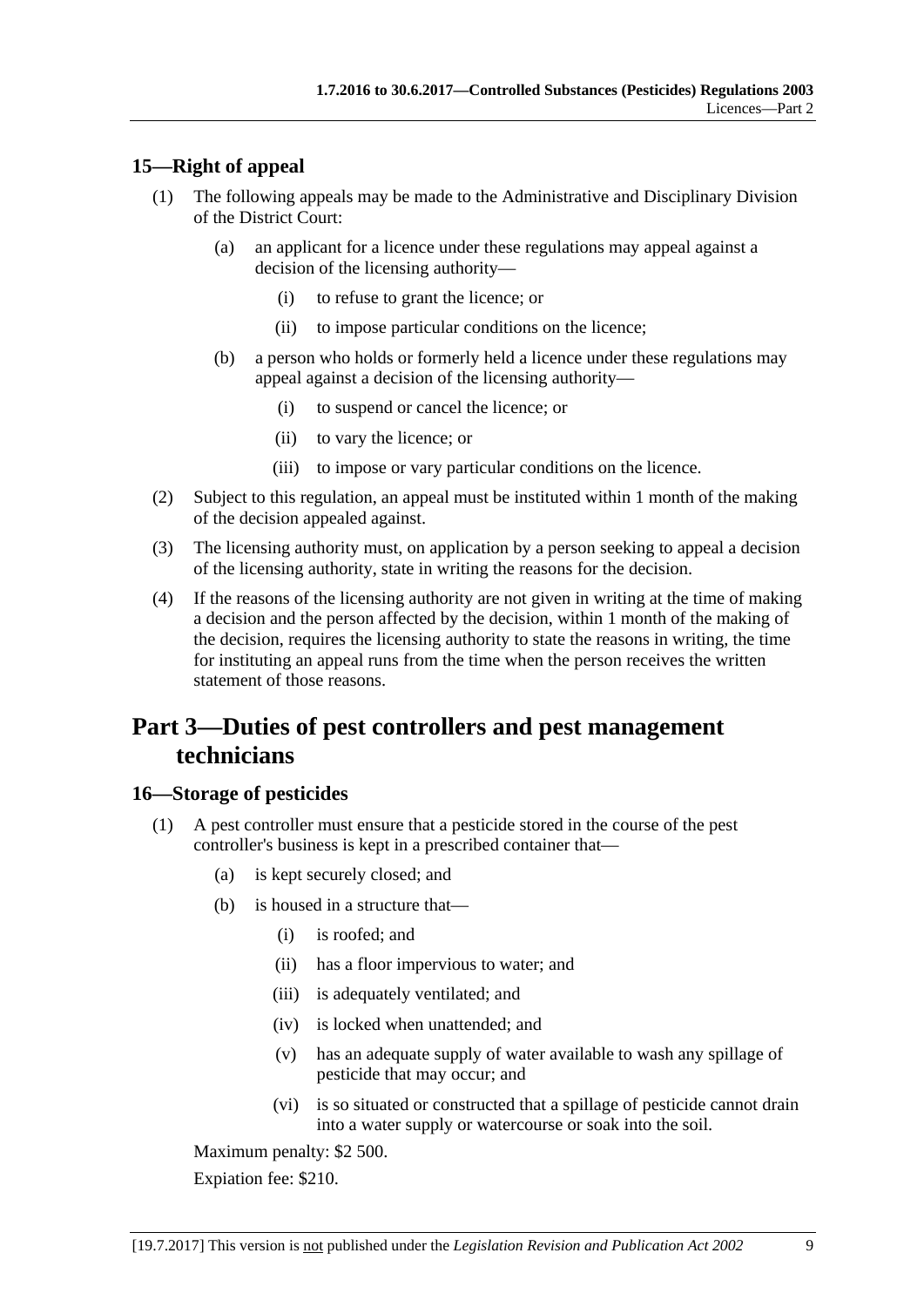## 15—Right of appeal

(1) The following appeals may be made to the Administrative and Disciplinary Division of the District Court:

- (a) an applicant for a licence under these regulations may appeal against a decision of the licensing authority—
  - (i) to refuse to grant the licence; or
  - (ii) to impose particular conditions on the licence;
- (b) a person who holds or formerly held a licence under these regulations may appeal against a decision of the licensing authority—
  - (i) to suspend or cancel the licence; or
  - (ii) to vary the licence; or
  - (iii) to impose or vary particular conditions on the licence.

(2) Subject to this regulation, an appeal must be instituted within 1 month of the making of the decision appealed against.

(3) The licensing authority must, on application by a person seeking to appeal a decision of the licensing authority, state in writing the reasons for the decision.

(4) If the reasons of the licensing authority are not given in writing at the time of making a decision and the person affected by the decision, within 1 month of the making of the decision, requires the licensing authority to state the reasons in writing, the time for instituting an appeal runs from the time when the person receives the written statement of those reasons.

# Part 3—Duties of pest controllers and pest management technicians

## 16—Storage of pesticides

(1) A pest controller must ensure that a pesticide stored in the course of the pest controller's business is kept in a prescribed container that—

- (a) is kept securely closed; and
- (b) is housed in a structure that—
  - (i) is roofed; and
  - (ii) has a floor impervious to water; and
  - (iii) is adequately ventilated; and
  - (iv) is locked when unattended; and
  - (v) has an adequate supply of water available to wash any spillage of pesticide that may occur; and
  - (vi) is so situated or constructed that a spillage of pesticide cannot drain into a water supply or watercourse or soak into the soil.

Maximum penalty: $2 500.

Expiation fee: $210.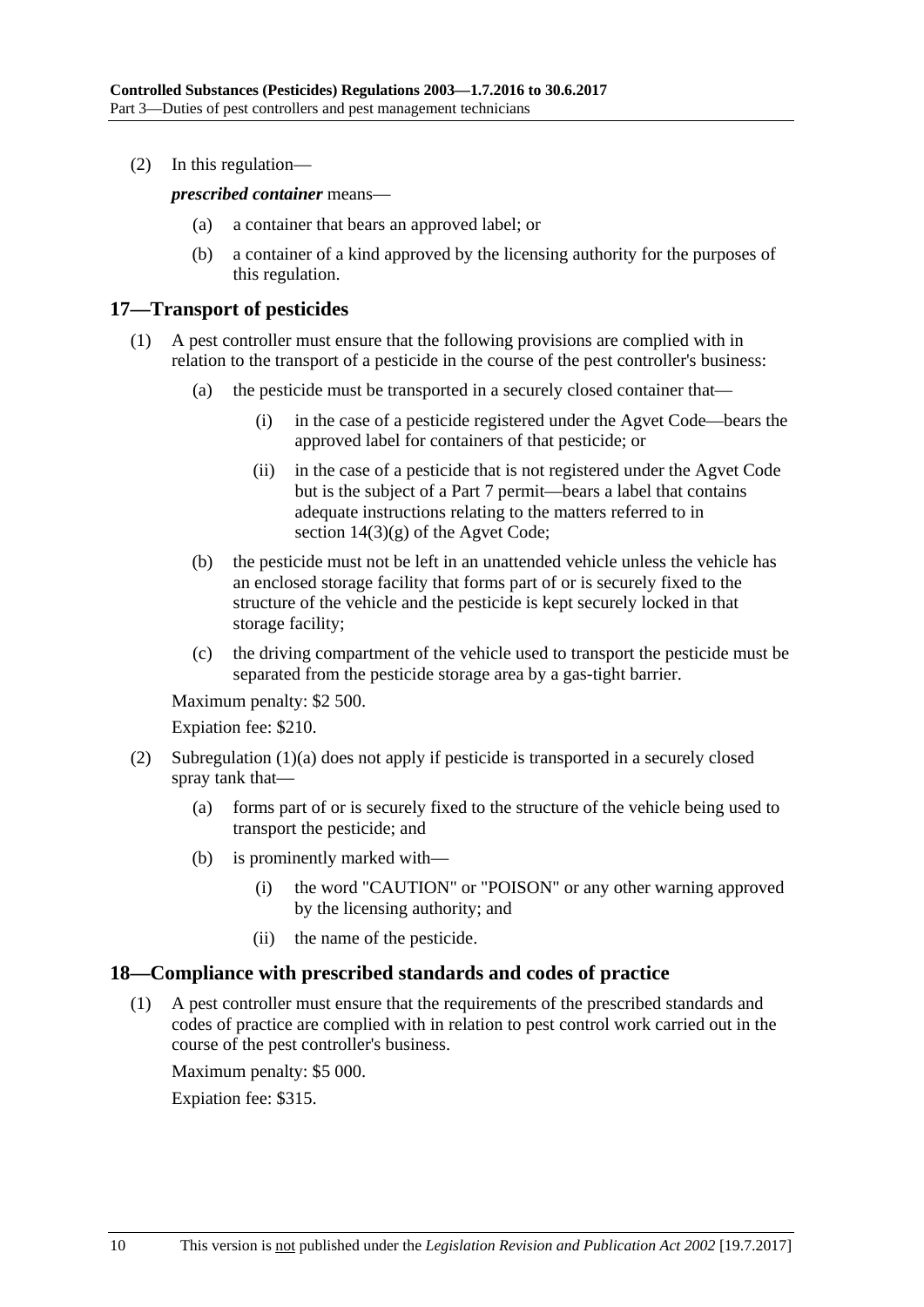(2) In this regulation—

***prescribed container*** means—

(a) a container that bears an approved label; or

(b) a container of a kind approved by the licensing authority for the purposes of this regulation.

## 17—Transport of pesticides

(1) A pest controller must ensure that the following provisions are complied with in relation to the transport of a pesticide in the course of the pest controller's business:

(a) the pesticide must be transported in a securely closed container that—

(i) in the case of a pesticide registered under the Agvet Code—bears the approved label for containers of that pesticide; or

(ii) in the case of a pesticide that is not registered under the Agvet Code but is the subject of a Part 7 permit—bears a label that contains adequate instructions relating to the matters referred to in section 14(3)(g) of the Agvet Code;

(b) the pesticide must not be left in an unattended vehicle unless the vehicle has an enclosed storage facility that forms part of or is securely fixed to the structure of the vehicle and the pesticide is kept securely locked in that storage facility;

(c) the driving compartment of the vehicle used to transport the pesticide must be separated from the pesticide storage area by a gas-tight barrier.

Maximum penalty: $2 500.

Expiation fee: $210.

(2) Subregulation (1)(a) does not apply if pesticide is transported in a securely closed spray tank that—

(a) forms part of or is securely fixed to the structure of the vehicle being used to transport the pesticide; and

(b) is prominently marked with—

(i) the word "CAUTION" or "POISON" or any other warning approved by the licensing authority; and

(ii) the name of the pesticide.

## 18—Compliance with prescribed standards and codes of practice

(1) A pest controller must ensure that the requirements of the prescribed standards and codes of practice are complied with in relation to pest control work carried out in the course of the pest controller's business.

Maximum penalty: $5 000.

Expiation fee: $315.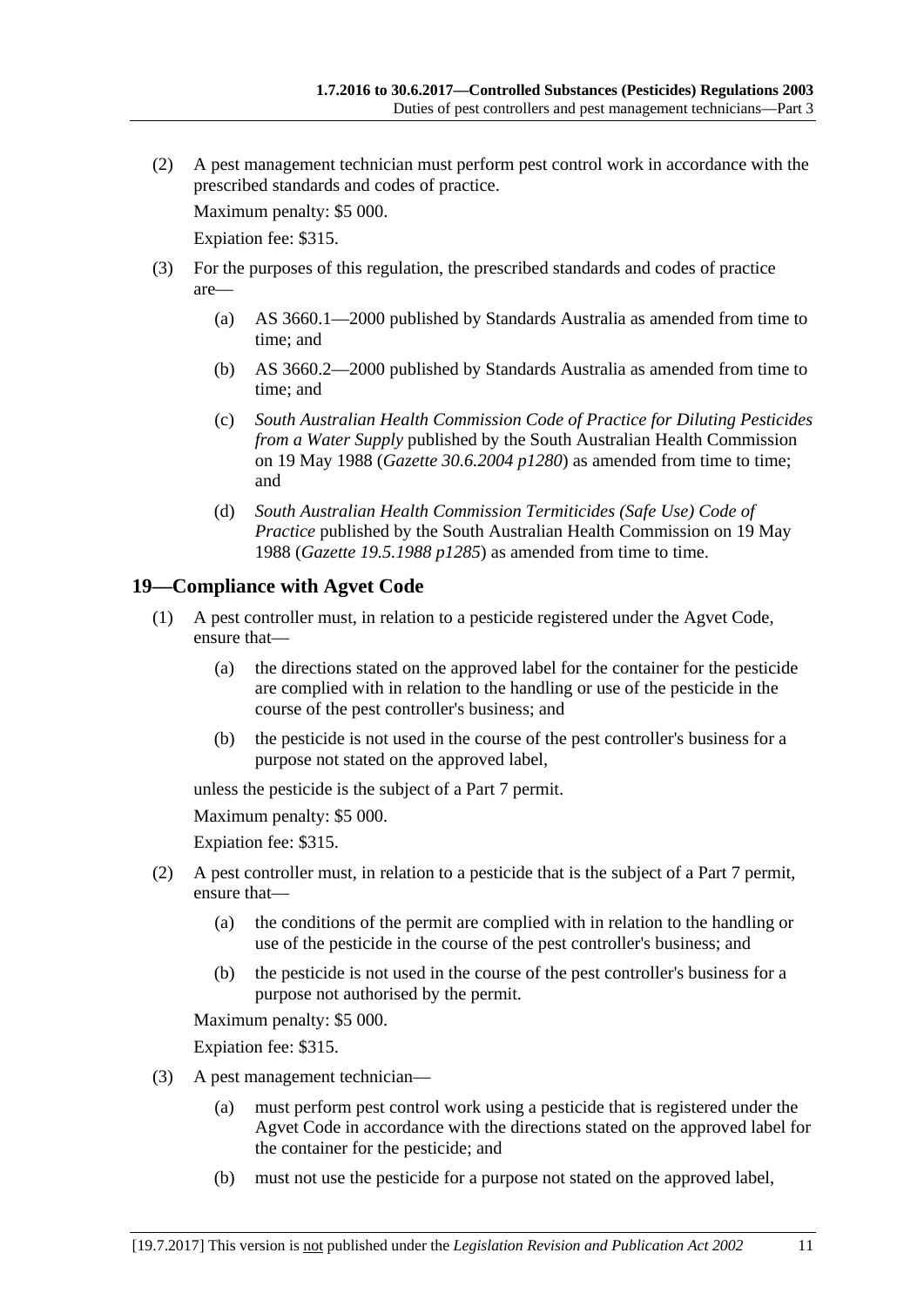(2) A pest management technician must perform pest control work in accordance with the prescribed standards and codes of practice.

Maximum penalty: $5 000.

Expiation fee: $315.

(3) For the purposes of this regulation, the prescribed standards and codes of practice are—

(a) AS 3660.1—2000 published by Standards Australia as amended from time to time; and

(b) AS 3660.2—2000 published by Standards Australia as amended from time to time; and

(c) *South Australian Health Commission Code of Practice for Diluting Pesticides from a Water Supply* published by the South Australian Health Commission on 19 May 1988 (*Gazette 30.6.2004 p1280*) as amended from time to time; and

(d) *South Australian Health Commission Termiticides (Safe Use) Code of Practice* published by the South Australian Health Commission on 19 May 1988 (*Gazette 19.5.1988 p1285*) as amended from time to time.

## 19—Compliance with Agvet Code

(1) A pest controller must, in relation to a pesticide registered under the Agvet Code, ensure that—

(a) the directions stated on the approved label for the container for the pesticide are complied with in relation to the handling or use of the pesticide in the course of the pest controller's business; and

(b) the pesticide is not used in the course of the pest controller's business for a purpose not stated on the approved label,

unless the pesticide is the subject of a Part 7 permit.

Maximum penalty: $5 000.

Expiation fee: $315.

(2) A pest controller must, in relation to a pesticide that is the subject of a Part 7 permit, ensure that—

(a) the conditions of the permit are complied with in relation to the handling or use of the pesticide in the course of the pest controller's business; and

(b) the pesticide is not used in the course of the pest controller's business for a purpose not authorised by the permit.

Maximum penalty: $5 000.

Expiation fee: $315.

(3) A pest management technician—

(a) must perform pest control work using a pesticide that is registered under the Agvet Code in accordance with the directions stated on the approved label for the container for the pesticide; and

(b) must not use the pesticide for a purpose not stated on the approved label,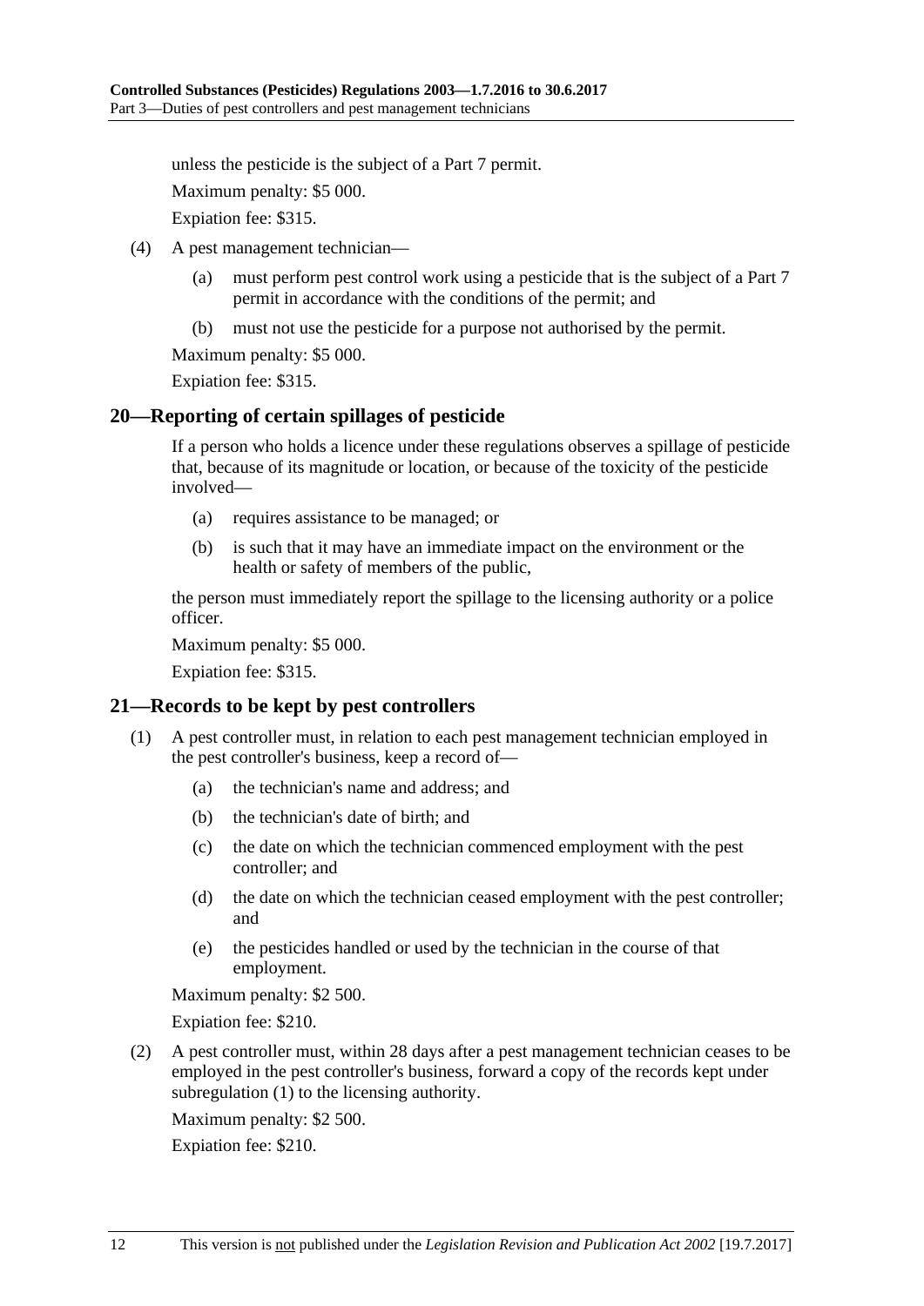unless the pesticide is the subject of a Part 7 permit.

Maximum penalty: $5 000.

Expiation fee: $315.

(4) A pest management technician—

(a) must perform pest control work using a pesticide that is the subject of a Part 7 permit in accordance with the conditions of the permit; and

(b) must not use the pesticide for a purpose not authorised by the permit.

Maximum penalty: $5 000.

Expiation fee: $315.

## 20—Reporting of certain spillages of pesticide

If a person who holds a licence under these regulations observes a spillage of pesticide that, because of its magnitude or location, or because of the toxicity of the pesticide involved—

(a) requires assistance to be managed; or

(b) is such that it may have an immediate impact on the environment or the health or safety of members of the public,

the person must immediately report the spillage to the licensing authority or a police officer.

Maximum penalty: $5 000.

Expiation fee: $315.

## 21—Records to be kept by pest controllers

(1) A pest controller must, in relation to each pest management technician employed in the pest controller's business, keep a record of—

(a) the technician's name and address; and

(b) the technician's date of birth; and

(c) the date on which the technician commenced employment with the pest controller; and

(d) the date on which the technician ceased employment with the pest controller; and

(e) the pesticides handled or used by the technician in the course of that employment.

Maximum penalty: $2 500.

Expiation fee: $210.

(2) A pest controller must, within 28 days after a pest management technician ceases to be employed in the pest controller's business, forward a copy of the records kept under subregulation (1) to the licensing authority.

Maximum penalty: $2 500.

Expiation fee: $210.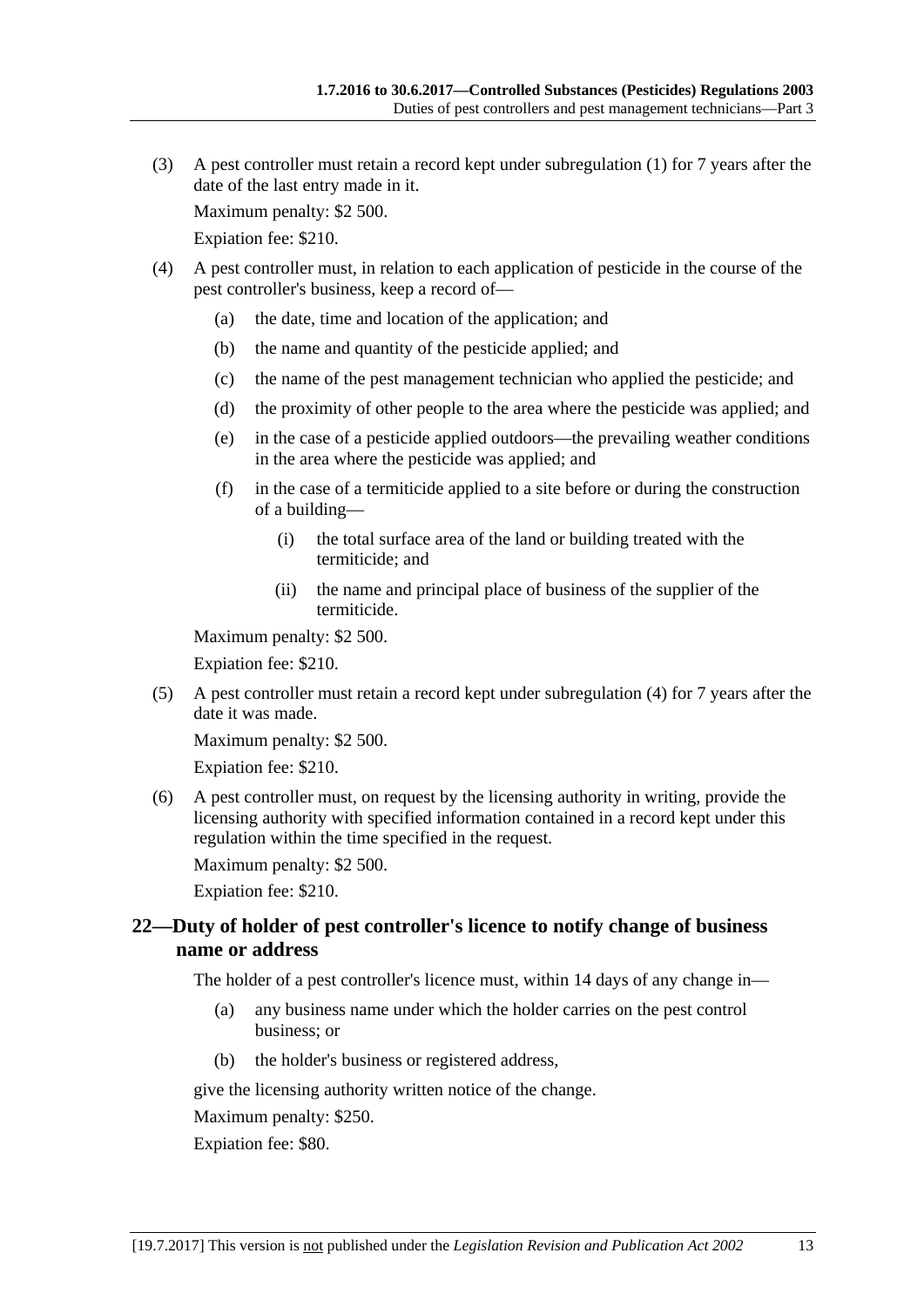(3) A pest controller must retain a record kept under subregulation (1) for 7 years after the date of the last entry made in it.

Maximum penalty: $2 500.

Expiation fee: $210.

(4) A pest controller must, in relation to each application of pesticide in the course of the pest controller's business, keep a record of—

(a) the date, time and location of the application; and

(b) the name and quantity of the pesticide applied; and

(c) the name of the pest management technician who applied the pesticide; and

(d) the proximity of other people to the area where the pesticide was applied; and

(e) in the case of a pesticide applied outdoors—the prevailing weather conditions in the area where the pesticide was applied; and

(f) in the case of a termiticide applied to a site before or during the construction of a building—

(i) the total surface area of the land or building treated with the termiticide; and

(ii) the name and principal place of business of the supplier of the termiticide.

Maximum penalty: $2 500.

Expiation fee: $210.

(5) A pest controller must retain a record kept under subregulation (4) for 7 years after the date it was made.

Maximum penalty: $2 500.

Expiation fee: $210.

(6) A pest controller must, on request by the licensing authority in writing, provide the licensing authority with specified information contained in a record kept under this regulation within the time specified in the request.

Maximum penalty: $2 500.

Expiation fee: $210.

## 22—Duty of holder of pest controller's licence to notify change of business name or address

The holder of a pest controller's licence must, within 14 days of any change in—

(a) any business name under which the holder carries on the pest control business; or

(b) the holder's business or registered address,

give the licensing authority written notice of the change.

Maximum penalty: $250.

Expiation fee: $80.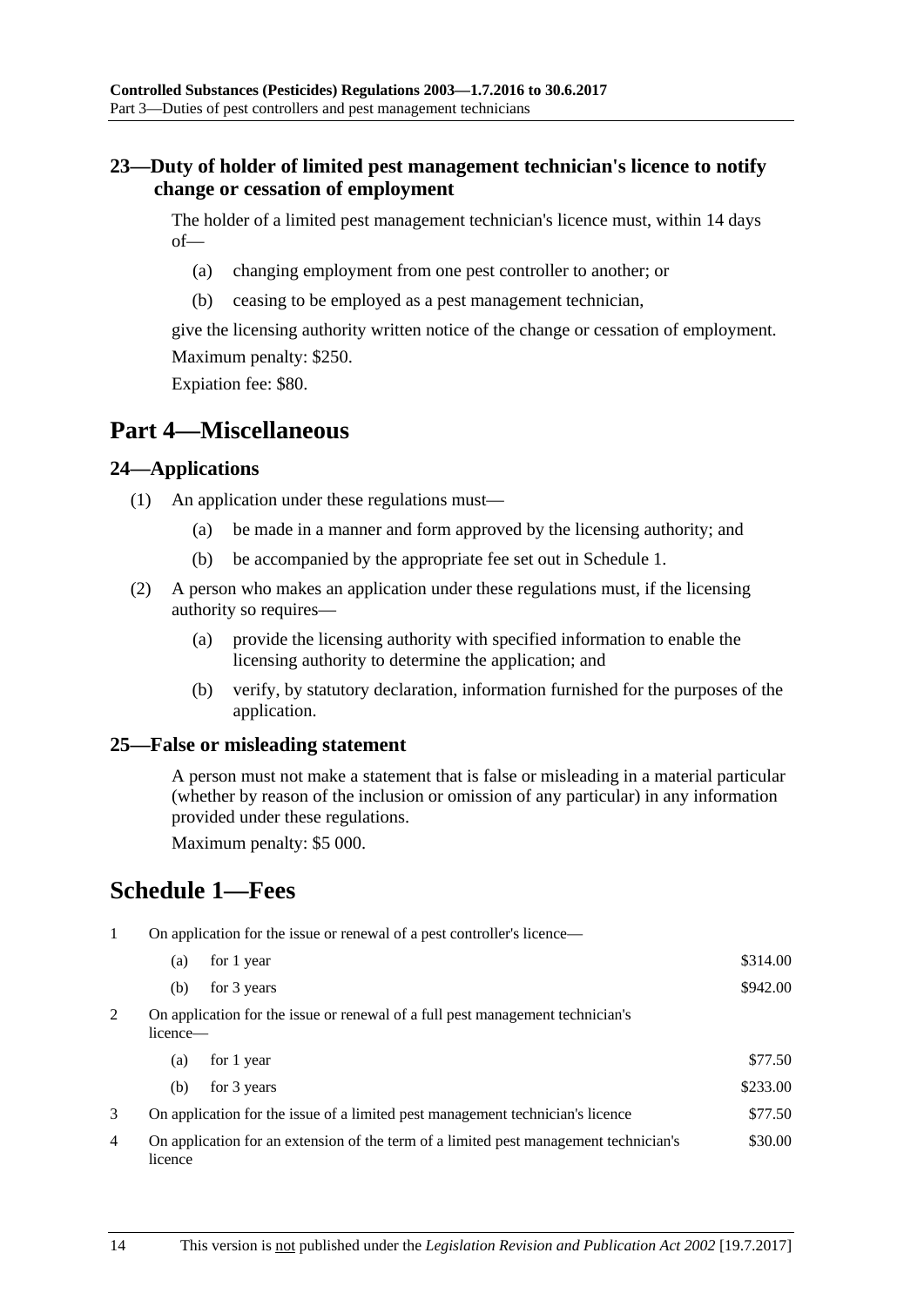### 23—Duty of holder of limited pest management technician's licence to notify change or cessation of employment

The holder of a limited pest management technician's licence must, within 14 days of—

(a) changing employment from one pest controller to another; or

(b) ceasing to be employed as a pest management technician,

give the licensing authority written notice of the change or cessation of employment.

Maximum penalty: $250.

Expiation fee: $80.

## Part 4—Miscellaneous

### 24—Applications

(1) An application under these regulations must—

(a) be made in a manner and form approved by the licensing authority; and

(b) be accompanied by the appropriate fee set out in Schedule 1.

(2) A person who makes an application under these regulations must, if the licensing authority so requires—

(a) provide the licensing authority with specified information to enable the licensing authority to determine the application; and

(b) verify, by statutory declaration, information furnished for the purposes of the application.

### 25—False or misleading statement

A person must not make a statement that is false or misleading in a material particular (whether by reason of the inclusion or omission of any particular) in any information provided under these regulations.

Maximum penalty: $5 000.

## Schedule 1—Fees

| | | |
|---|---|---|
| 1 | On application for the issue or renewal of a pest controller's licence— | |
| | (a) for 1 year | $314.00 |
| | (b) for 3 years | $942.00 |
| 2 | On application for the issue or renewal of a full pest management technician's licence— | |
| | (a) for 1 year | $77.50 |
| | (b) for 3 years | $233.00 |
| 3 | On application for the issue of a limited pest management technician's licence | $77.50 |
| 4 | On application for an extension of the term of a limited pest management technician's licence | $30.00 |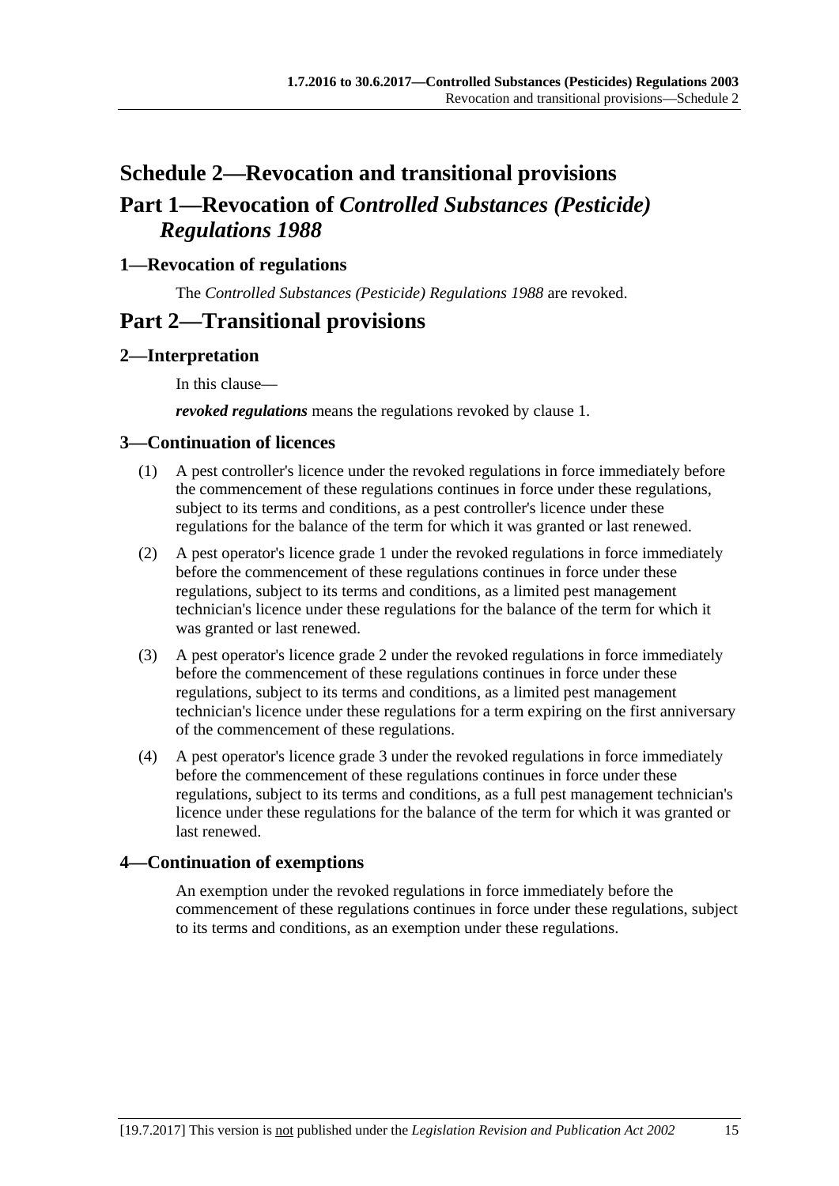# Schedule 2—Revocation and transitional provisions

## Part 1—Revocation of *Controlled Substances (Pesticide) Regulations 1988*

### 1—Revocation of regulations

The *Controlled Substances (Pesticide) Regulations 1988* are revoked.

## Part 2—Transitional provisions

### 2—Interpretation

In this clause—

***revoked regulations*** means the regulations revoked by clause 1.

### 3—Continuation of licences

(1) A pest controller's licence under the revoked regulations in force immediately before the commencement of these regulations continues in force under these regulations, subject to its terms and conditions, as a pest controller's licence under these regulations for the balance of the term for which it was granted or last renewed.

(2) A pest operator's licence grade 1 under the revoked regulations in force immediately before the commencement of these regulations continues in force under these regulations, subject to its terms and conditions, as a limited pest management technician's licence under these regulations for the balance of the term for which it was granted or last renewed.

(3) A pest operator's licence grade 2 under the revoked regulations in force immediately before the commencement of these regulations continues in force under these regulations, subject to its terms and conditions, as a limited pest management technician's licence under these regulations for a term expiring on the first anniversary of the commencement of these regulations.

(4) A pest operator's licence grade 3 under the revoked regulations in force immediately before the commencement of these regulations continues in force under these regulations, subject to its terms and conditions, as a full pest management technician's licence under these regulations for the balance of the term for which it was granted or last renewed.

### 4—Continuation of exemptions

An exemption under the revoked regulations in force immediately before the commencement of these regulations continues in force under these regulations, subject to its terms and conditions, as an exemption under these regulations.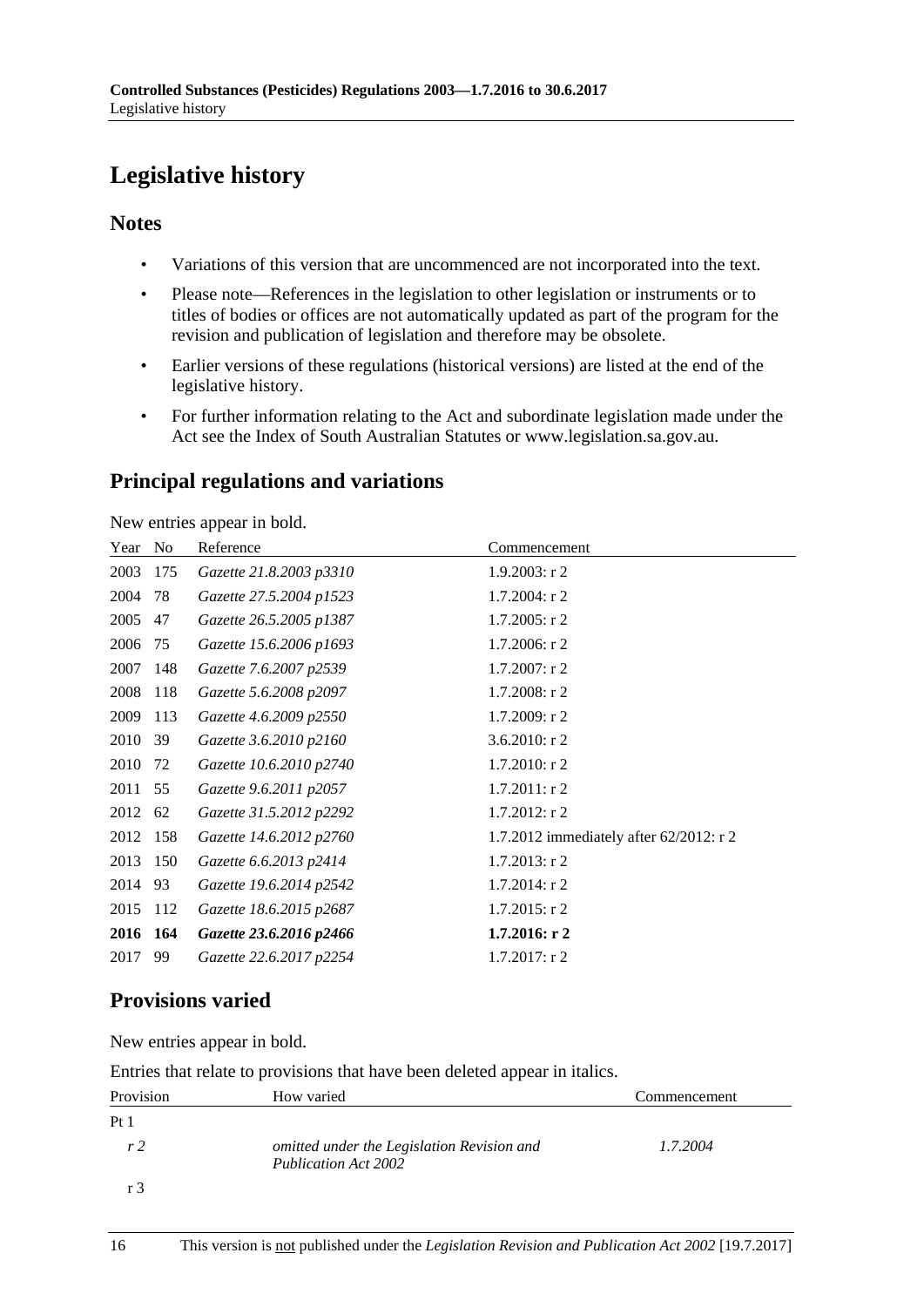# Legislative history

## Notes

- Variations of this version that are uncommenced are not incorporated into the text.
- Please note—References in the legislation to other legislation or instruments or to titles of bodies or offices are not automatically updated as part of the program for the revision and publication of legislation and therefore may be obsolete.
- Earlier versions of these regulations (historical versions) are listed at the end of the legislative history.
- For further information relating to the Act and subordinate legislation made under the Act see the Index of South Australian Statutes or www.legislation.sa.gov.au.

## Principal regulations and variations

New entries appear in bold.

| Year | No | Reference | Commencement |
|---|---|---|---|
| 2003 | 175 | *Gazette 21.8.2003 p3310* | 1.9.2003: r 2 |
| 2004 | 78 | *Gazette 27.5.2004 p1523* | 1.7.2004: r 2 |
| 2005 | 47 | *Gazette 26.5.2005 p1387* | 1.7.2005: r 2 |
| 2006 | 75 | *Gazette 15.6.2006 p1693* | 1.7.2006: r 2 |
| 2007 | 148 | *Gazette 7.6.2007 p2539* | 1.7.2007: r 2 |
| 2008 | 118 | *Gazette 5.6.2008 p2097* | 1.7.2008: r 2 |
| 2009 | 113 | *Gazette 4.6.2009 p2550* | 1.7.2009: r 2 |
| 2010 | 39 | *Gazette 3.6.2010 p2160* | 3.6.2010: r 2 |
| 2010 | 72 | *Gazette 10.6.2010 p2740* | 1.7.2010: r 2 |
| 2011 | 55 | *Gazette 9.6.2011 p2057* | 1.7.2011: r 2 |
| 2012 | 62 | *Gazette 31.5.2012 p2292* | 1.7.2012: r 2 |
| 2012 | 158 | *Gazette 14.6.2012 p2760* | 1.7.2012 immediately after 62/2012: r 2 |
| 2013 | 150 | *Gazette 6.6.2013 p2414* | 1.7.2013: r 2 |
| 2014 | 93 | *Gazette 19.6.2014 p2542* | 1.7.2014: r 2 |
| 2015 | 112 | *Gazette 18.6.2015 p2687* | 1.7.2015: r 2 |
| **2016** | **164** | ***Gazette 23.6.2016 p2466*** | **1.7.2016: r 2** |
| 2017 | 99 | *Gazette 22.6.2017 p2254* | 1.7.2017: r 2 |

## Provisions varied

New entries appear in bold.

Entries that relate to provisions that have been deleted appear in italics.

| Provision | How varied | Commencement |
|---|---|---|
| Pt 1 | | |
| *r 2* | *omitted under the Legislation Revision and Publication Act 2002* | *1.7.2004* |
| r 3 | | |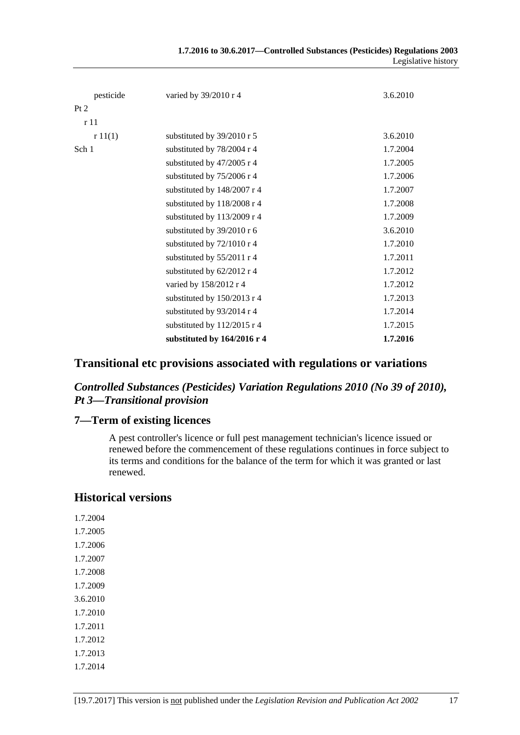| | | |
|---|---|---|
| pesticide | varied by 39/2010 r 4 | 3.6.2010 |
| Pt 2 | | |
| r 11 | | |
| r 11(1) | substituted by 39/2010 r 5 | 3.6.2010 |
| Sch 1 | substituted by 78/2004 r 4 | 1.7.2004 |
| | substituted by 47/2005 r 4 | 1.7.2005 |
| | substituted by 75/2006 r 4 | 1.7.2006 |
| | substituted by 148/2007 r 4 | 1.7.2007 |
| | substituted by 118/2008 r 4 | 1.7.2008 |
| | substituted by 113/2009 r 4 | 1.7.2009 |
| | substituted by 39/2010 r 6 | 3.6.2010 |
| | substituted by 72/1010 r 4 | 1.7.2010 |
| | substituted by 55/2011 r 4 | 1.7.2011 |
| | substituted by 62/2012 r 4 | 1.7.2012 |
| | varied by 158/2012 r 4 | 1.7.2012 |
| | substituted by 150/2013 r 4 | 1.7.2013 |
| | substituted by 93/2014 r 4 | 1.7.2014 |
| | substituted by 112/2015 r 4 | 1.7.2015 |
| | **substituted by 164/2016 r 4** | **1.7.2016** |

## Transitional etc provisions associated with regulations or variations

### *Controlled Substances (Pesticides) Variation Regulations 2010 (No 39 of 2010), Pt 3—Transitional provision*

### 7—Term of existing licences

A pest controller's licence or full pest management technician's licence issued or renewed before the commencement of these regulations continues in force subject to its terms and conditions for the balance of the term for which it was granted or last renewed.

## Historical versions

1.7.2004

1.7.2005

1.7.2006

1.7.2007

1.7.2008

1.7.2009

3.6.2010

1.7.2010

1.7.2011

1.7.2012

1.7.2013

1.7.2014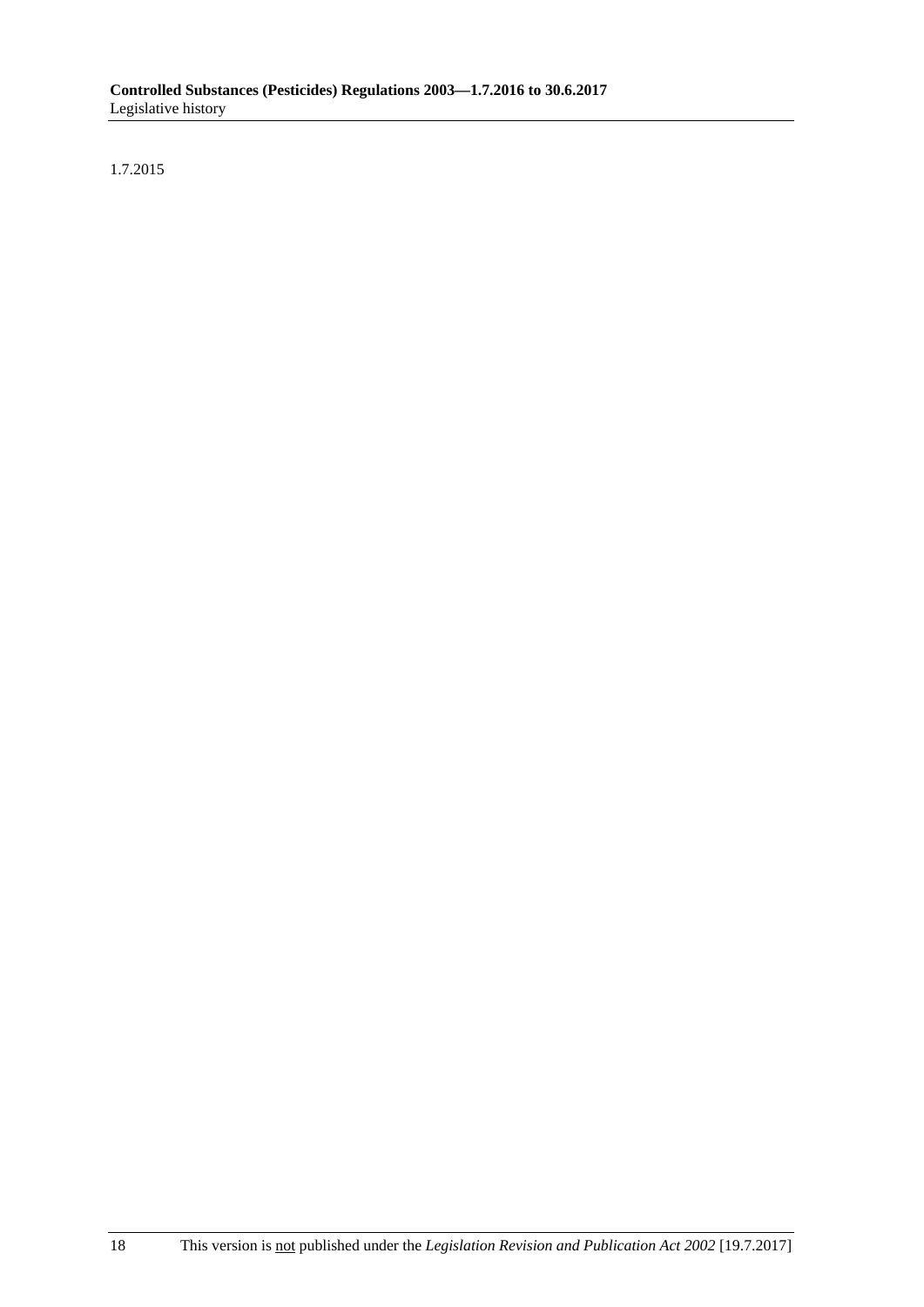1.7.2015